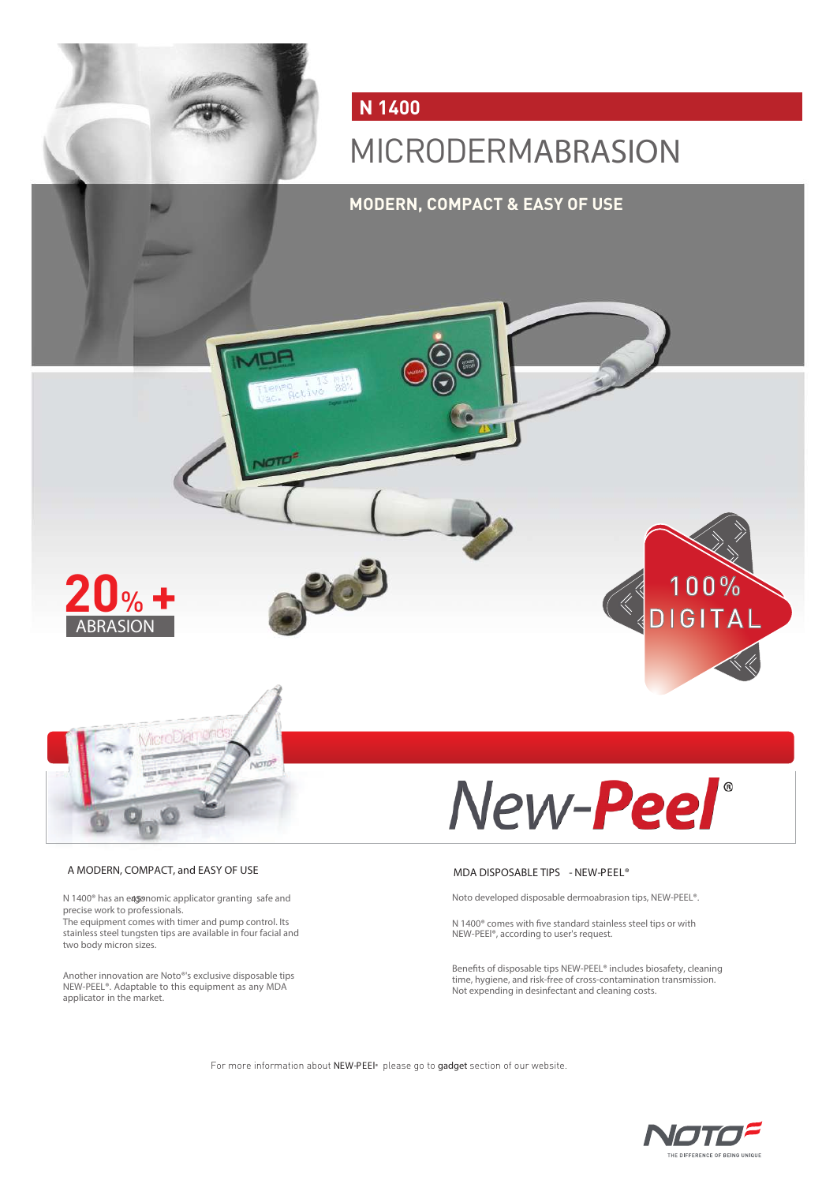# N 1400

# MICRODERMABRASION

## MODERN, COMPACT & EASY OF USE

**20% +**
ABRASION

100% DIGITAL

New-**Peel**®

### A MODERN, COMPACT, and EASY OF USE

N 1400® has an ergonomic applicator granting safe and precise work to professionals.
The equipment comes with timer and pump control. Its stainless steel tungsten tips are available in four facial and two body micron sizes.

Another innovation are Noto®'s exclusive disposable tips NEW-PEEL®. Adaptable to this equipment as any MDA applicator in the market.

### MDA DISPOSABLE TIPS - NEW-PEEL®

Noto developed disposable dermoabrasion tips, NEW-PEEL®.

N 1400® comes with five standard stainless steel tips or with NEW-PEEl®, according to user's request.

Benefits of disposable tips NEW-PEEL® includes biosafety, cleaning time, hygiene, and risk-free of cross-contamination transmission. Not expending in desinfectant and cleaning costs.

For more information about NEW-PEEl® please go to gadget section of our website.

NOTO
THE DIFFERENCE OF BEING UNIQUE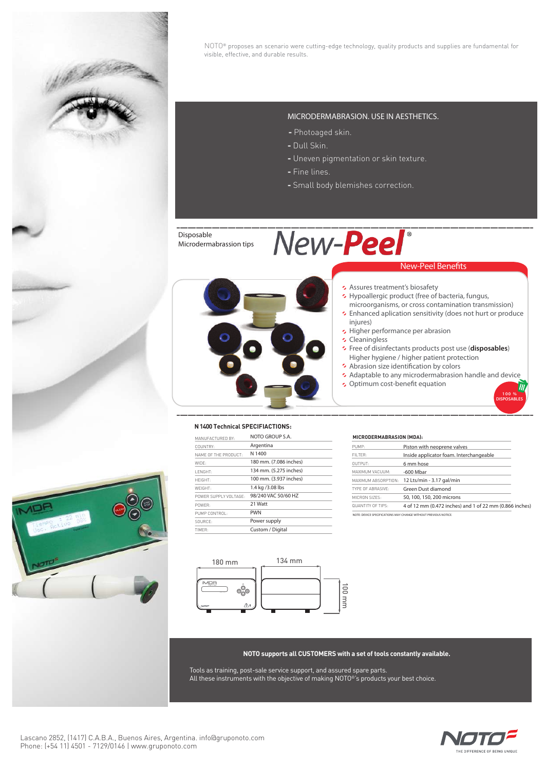NOTO® proposes an scenario were cutting-edge technology, quality products and supplies are fundamental for visible, effective, and durable results.

## MICRODERMABRASION. USE IN AESTHETICS.

- Photoaged skin.
- Dull Skin.
- Uneven pigmentation or skin texture.
- Fine lines.
- Small body blemishes correction.

Disposable Microdermabrassion tips

# New-Peel®

### New-Peel Benefits

- Assures treatment's biosafety
- Hypoallergic product (free of bacteria, fungus, microorganisms, or cross contamination transmission)
- Enhanced aplication sensitivity (does not hurt or produce injures)
- Higher performance per abrasion
- Cleaningless
- Free of disinfectants products post use (**disposables**) Higher hygiene / higher patient protection
- Abrasion size identification by colors
- Adaptable to any microdermabrasion handle and device
- Optimum cost-benefit equation

100 % DISPOSABLES

### N 1400 Technical SPECIFIACTIONS:

| | |
|---|---|
| MANUFACTURED BY: | NOTO GROUP S.A. |
| COUNTRY: | Argentina |
| NAME OF THE PRODUCT: | N 1400 |
| WIDE: | 180 mm. (7.086 inches) |
| LENGHT: | 134 mm. (5.275 inches) |
| HEIGHT: | 100 mm. (3.937 inches) |
| WEIGHT: | 1.4 kg /3.08 lbs |
| POWER SUPPLY VOLTAGE: | 98/240 VAC 50/60 HZ |
| POWER: | 21 Watt |
| PUMP CONTROL: | PWN |
| SOURCE: | Power supply |
| TIMER: | Custom / Digital |

### MICRODERMABRASION (MDA):

| | |
|---|---|
| PUMP: | Piston with neoprene valves |
| FILTER: | Inside applicator foam. Interchangeable |
| OUTPUT: | 6 mm hose |
| MAXIMUM VACUUM: | -600 Mbar |
| MAXIMUM ABSORPTION: | 12 Lts/min - 3.17 gal/min |
| TYPE OF ABRASIVE: | Green Dust diamond |
| MICRON SIZES: | 50, 100, 150, 200 microns |
| QUANTITY OF TIPS: | 4 of 12 mm (0.472 inches) and 1 of 22 mm (0.866 inches) |

NOTE: DEVICE SPECIFICATIONS MAY CHANGE WITHOUT PREVIOUS NOTICE.

180 mm
134 mm
100 mm

**NOTO supports all CUSTOMERS with a set of tools constantly available.**

Tools as training, post-sale service support, and assured spare parts.
All these instruments with the objective of making NOTO®'s products your best choice.

Lascano 2852, (1417) C.A.B.A., Buenos Aires, Argentina. info@grupoto.com
Phone: (+54 11) 4501 - 7129/0146 | www.grupoto.com

NOTO THE DIFFERENCE OF BEING UNIQUE